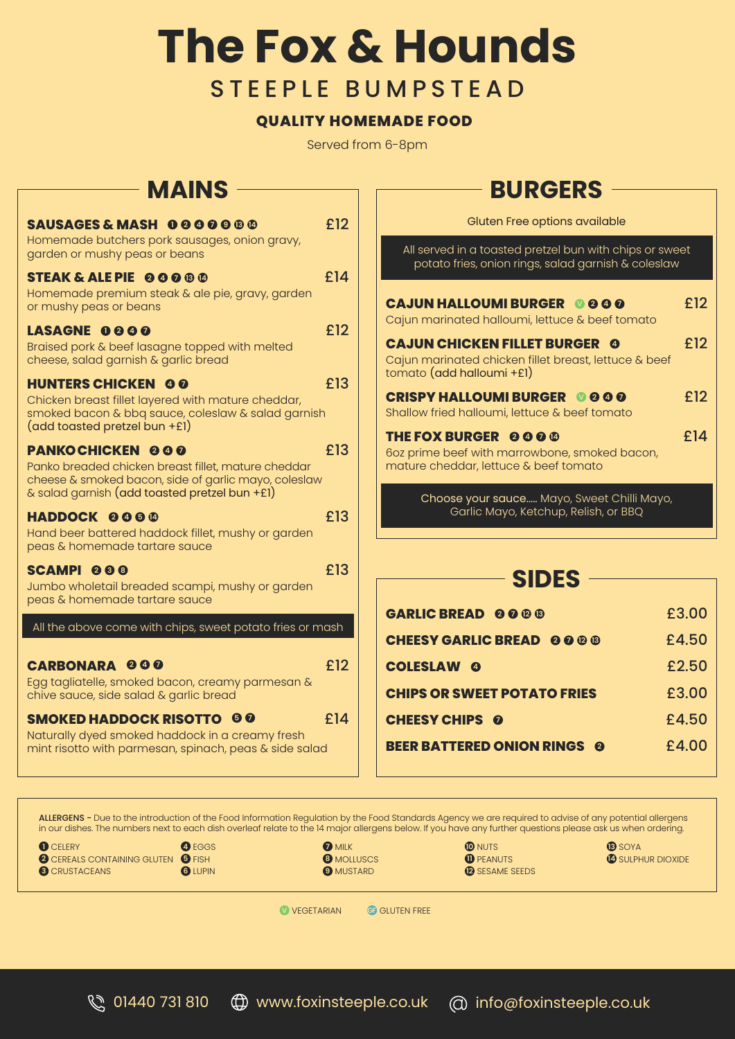# The Fox & Hounds

## STEEPLE BUMPSTEAD

**QUALITY HOMEMADE FOOD**

Served from 6-8pm

## MAINS

**SAUSAGES & MASH** 1 2 4 7 9 13 14 — £12
Homemade butchers pork sausages, onion gravy, garden or mushy peas or beans

**STEAK & ALE PIE** 2 4 7 13 14 — £14
Homemade premium steak & ale pie, gravy, garden or mushy peas or beans

**LASAGNE** 1 2 4 7 — £12
Braised pork & beef lasagne topped with melted cheese, salad garnish & garlic bread

**HUNTERS CHICKEN** 4 7 — £13
Chicken breast fillet layered with mature cheddar, smoked bacon & bbq sauce, coleslaw & salad garnish (add toasted pretzel bun +£1)

**PANKO CHICKEN** 2 4 7 — £13
Panko breaded chicken breast fillet, mature cheddar cheese & smoked bacon, side of garlic mayo, coleslaw & salad garnish (add toasted pretzel bun +£1)

**HADDOCK** 2 4 5 14 — £13
Hand beer battered haddock fillet, mushy or garden peas & homemade tartare sauce

**SCAMPI** 2 3 8 — £13
Jumbo wholetail breaded scampi, mushy or garden peas & homemade tartare sauce

All the above come with chips, sweet potato fries or mash

**CARBONARA** 2 4 7 — £12
Egg tagliatelle, smoked bacon, creamy parmesan & chive sauce, side salad & garlic bread

**SMOKED HADDOCK RISOTTO** 5 7 — £14
Naturally dyed smoked haddock in a creamy fresh mint risotto with parmesan, spinach, peas & side salad

## BURGERS

Gluten Free options available

All served in a toasted pretzel bun with chips or sweet potato fries, onion rings, salad garnish & coleslaw

**CAJUN HALLOUMI BURGER** V 2 4 7 — £12
Cajun marinated halloumi, lettuce & beef tomato

**CAJUN CHICKEN FILLET BURGER** 4 — £12
Cajun marinated chicken fillet breast, lettuce & beef tomato (add halloumi +£1)

**CRISPY HALLOUMI BURGER** V 2 4 7 — £12
Shallow fried halloumi, lettuce & beef tomato

**THE FOX BURGER** 2 4 7 14 — £14
6oz prime beef with marrowbone, smoked bacon, mature cheddar, lettuce & beef tomato

Choose your sauce..... Mayo, Sweet Chilli Mayo, Garlic Mayo, Ketchup, Relish, or BBQ

## SIDES

| | |
|---|---|
| **GARLIC BREAD** 2 7 12 13 | £3.00 |
| **CHEESY GARLIC BREAD** 2 7 12 13 | £4.50 |
| **COLESLAW** 4 | £2.50 |
| **CHIPS OR SWEET POTATO FRIES** | £3.00 |
| **CHEESY CHIPS** 7 | £4.50 |
| **BEER BATTERED ONION RINGS** 2 | £4.00 |

**ALLERGENS** - Due to the introduction of the Food Information Regulation by the Food Standards Agency we are required to advise of any potential allergens in our dishes. The numbers next to each dish overleaf relate to the 14 major allergens below. If you have any further questions please ask us when ordering.

1 CELERY
2 CEREALS CONTAINING GLUTEN
3 CRUSTACEANS
4 EGGS
5 FISH
6 LUPIN
7 MILK
8 MOLLUSCS
9 MUSTARD
10 NUTS
11 PEANUTS
12 SESAME SEEDS
13 SOYA
14 SULPHUR DIOXIDE

V VEGETARIAN    GF GLUTEN FREE

01440 731 810    www.foxinsteeple.co.uk    info@foxinsteeple.co.uk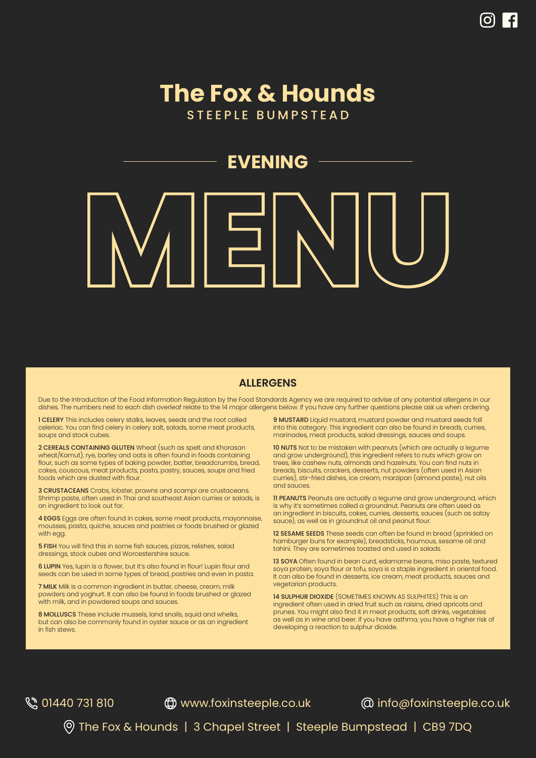# The Fox & Hounds

STEEPLE BUMPSTEAD

## EVENING

# MENU

## ALLERGENS

Due to the introduction of the Food Information Regulation by the Food Standards Agency we are required to advise of any potential allergens in our dishes. The numbers next to each dish overleaf relate to the 14 major allergens below. If you have any further questions please ask us when ordering.

**1 CELERY** This includes celery stalks, leaves, seeds and the root called celeriac. You can find celery in celery salt, salads, some meat products, soups and stock cubes.

**2 CEREALS CONTAINING GLUTEN** Wheat (such as spelt and Khorasan wheat/Kamut), rye, barley and oats is often found in foods containing flour, such as some types of baking powder, batter, breadcrumbs, bread, cakes, couscous, meat products, pasta, pastry, sauces, soups and fried foods which are dusted with flour.

**3 CRUSTACEANS** Crabs, lobster, prawns and scampi are crustaceans. Shrimp paste, often used in Thai and southeast Asian curries or salads, is an ingredient to look out for.

**4 EGGS** Eggs are often found in cakes, some meat products, mayonnaise, mousses, pasta, quiche, sauces and pastries or foods brushed or glazed with egg.

**5 FISH** You will find this in some fish sauces, pizzas, relishes, salad dressings, stock cubes and Worcestershire sauce.

**6 LUPIN** Yes, lupin is a flower, but it's also found in flour! Lupin flour and seeds can be used in some types of bread, pastries and even in pasta.

**7 MILK** Milk is a common ingredient in butter, cheese, cream, milk powders and yoghurt. It can also be found in foods brushed or glazed with milk, and in powdered soups and sauces.

**8 MOLLUSCS** These include mussels, land snails, squid and whelks, but can also be commonly found in oyster sauce or as an ingredient in fish stews.

**9 MUSTARD** Liquid mustard, mustard powder and mustard seeds fall into this category. This ingredient can also be found in breads, curries, marinades, meat products, salad dressings, sauces and soups.

**10 NUTS** Not to be mistaken with peanuts (which are actually a legume and grow underground), this ingredient refers to nuts which grow on trees, like cashew nuts, almonds and hazelnuts. You can find nuts in breads, biscuits, crackers, desserts, nut powders (often used in Asian curries), stir-fried dishes, ice cream, marzipan (almond paste), nut oils and sauces.

**11 PEANUTS** Peanuts are actually a legume and grow underground, which is why it's sometimes called a groundnut. Peanuts are often used as an ingredient in biscuits, cakes, curries, desserts, sauces (such as satay sauce), as well as in groundnut oil and peanut flour.

**12 SESAME SEEDS** These seeds can often be found in bread (sprinkled on hamburger buns for example), breadsticks, houmous, sesame oil and tahini. They are sometimes toasted and used in salads.

**13 SOYA** Often found in bean curd, edamame beans, miso paste, textured soya protein, soya flour or tofu, soya is a staple ingredient in oriental food. It can also be found in desserts, ice cream, meat products, sauces and vegetarian products.

**14 SULPHUR DIOXIDE** (SOMETIMES KNOWN AS SULPHITES) This is an ingredient often used in dried fruit such as raisins, dried apricots and prunes. You might also find it in meat products, soft drinks, vegetables as well as in wine and beer. If you have asthma, you have a higher risk of developing a reaction to sulphur dioxide.

01440 731 810 | www.foxinsteeple.co.uk | info@foxinsteeple.co.uk

The Fox & Hounds | 3 Chapel Street | Steeple Bumpstead | CB9 7DQ